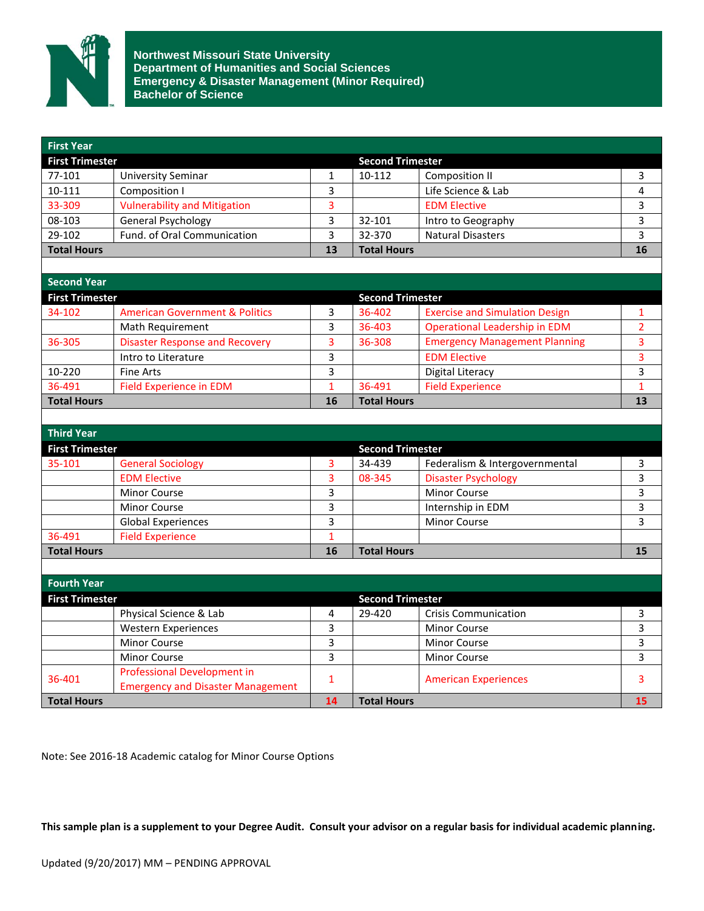# Northwest Missouri State University
## Department of Humanities and Social Sciences
## Emergency & Disaster Management (Minor Required)
## Bachelor of Science

| First Year | | | | | |
|---|---|---|---|---|---|
| **First Trimester** | | | **Second Trimester** | | |
| 77-101 | University Seminar | 1 | 10-112 | Composition II | 3 |
| 10-111 | Composition I | 3 | | Life Science & Lab | 4 |
| 33-309 | Vulnerability and Mitigation | 3 | | EDM Elective | 3 |
| 08-103 | General Psychology | 3 | 32-101 | Intro to Geography | 3 |
| 29-102 | Fund. of Oral Communication | 3 | 32-370 | Natural Disasters | 3 |
| **Total Hours** | | **13** | **Total Hours** | | **16** |

| Second Year | | | | | |
|---|---|---|---|---|---|
| **First Trimester** | | | **Second Trimester** | | |
| 34-102 | American Government & Politics | 3 | 36-402 | Exercise and Simulation Design | 1 |
| | Math Requirement | 3 | 36-403 | Operational Leadership in EDM | 2 |
| 36-305 | Disaster Response and Recovery | 3 | 36-308 | Emergency Management Planning | 3 |
| | Intro to Literature | 3 | | EDM Elective | 3 |
| 10-220 | Fine Arts | 3 | | Digital Literacy | 3 |
| 36-491 | Field Experience in EDM | 1 | 36-491 | Field Experience | 1 |
| **Total Hours** | | **16** | **Total Hours** | | **13** |

| Third Year | | | | | |
|---|---|---|---|---|---|
| **First Trimester** | | | **Second Trimester** | | |
| 35-101 | General Sociology | 3 | 34-439 | Federalism & Intergovernmental | 3 |
| | EDM Elective | 3 | 08-345 | Disaster Psychology | 3 |
| | Minor Course | 3 | | Minor Course | 3 |
| | Minor Course | 3 | | Internship in EDM | 3 |
| | Global Experiences | 3 | | Minor Course | 3 |
| 36-491 | Field Experience | 1 | | | |
| **Total Hours** | | **16** | **Total Hours** | | **15** |

| Fourth Year | | | | | |
|---|---|---|---|---|---|
| **First Trimester** | | | **Second Trimester** | | |
| | Physical Science & Lab | 4 | 29-420 | Crisis Communication | 3 |
| | Western Experiences | 3 | | Minor Course | 3 |
| | Minor Course | 3 | | Minor Course | 3 |
| | Minor Course | 3 | | Minor Course | 3 |
| 36-401 | Professional Development in Emergency and Disaster Management | 1 | | American Experiences | 3 |
| **Total Hours** | | **14** | **Total Hours** | | **15** |

Note: See 2016-18 Academic catalog for Minor Course Options

**This sample plan is a supplement to your Degree Audit. Consult your advisor on a regular basis for individual academic planning.**

Updated (9/20/2017) MM – PENDING APPROVAL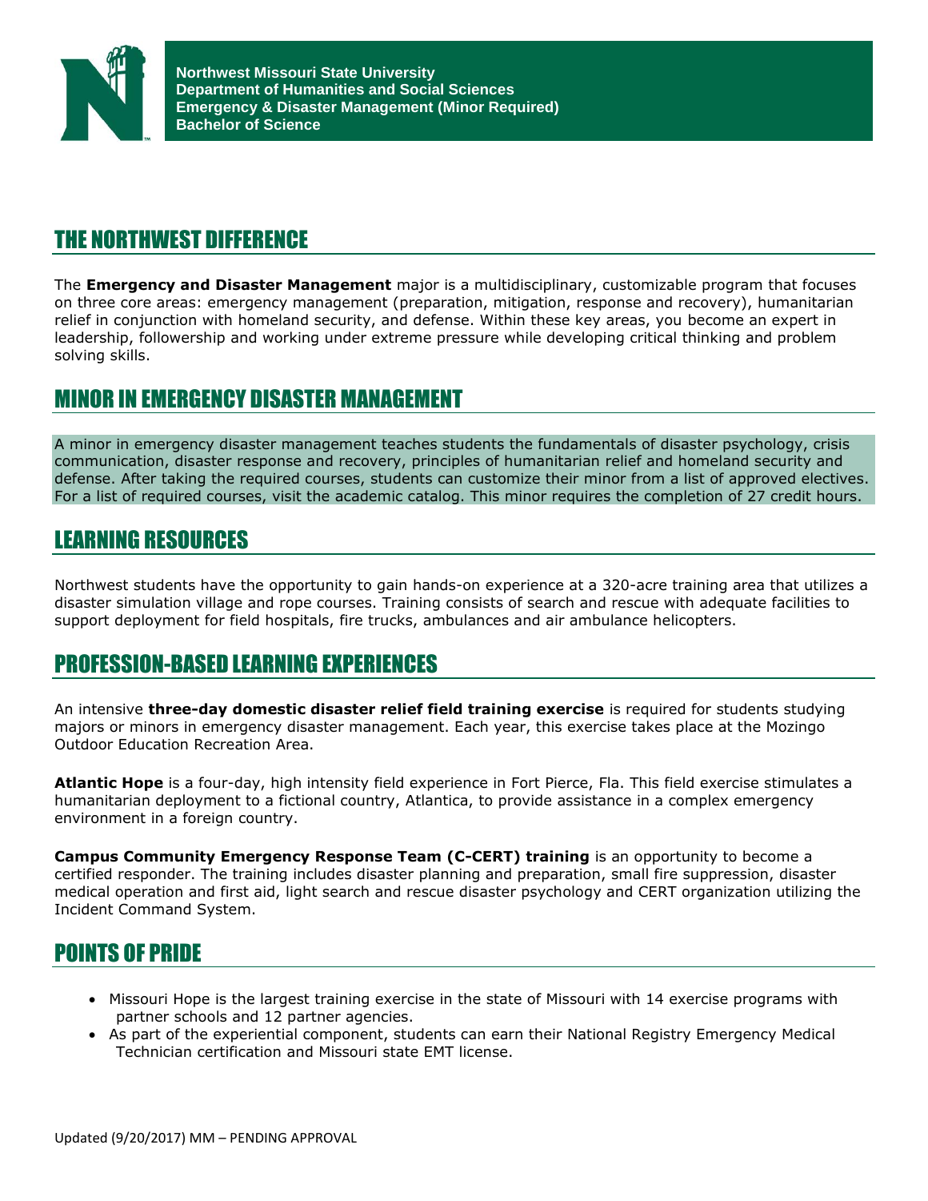Northwest Missouri State University
Department of Humanities and Social Sciences
Emergency & Disaster Management (Minor Required)
Bachelor of Science

## THE NORTHWEST DIFFERENCE

The **Emergency and Disaster Management** major is a multidisciplinary, customizable program that focuses on three core areas: emergency management (preparation, mitigation, response and recovery), humanitarian relief in conjunction with homeland security, and defense. Within these key areas, you become an expert in leadership, followership and working under extreme pressure while developing critical thinking and problem solving skills.

## MINOR IN EMERGENCY DISASTER MANAGEMENT

A minor in emergency disaster management teaches students the fundamentals of disaster psychology, crisis communication, disaster response and recovery, principles of humanitarian relief and homeland security and defense. After taking the required courses, students can customize their minor from a list of approved electives. For a list of required courses, visit the academic catalog. This minor requires the completion of 27 credit hours.

## LEARNING RESOURCES

Northwest students have the opportunity to gain hands-on experience at a 320-acre training area that utilizes a disaster simulation village and rope courses. Training consists of search and rescue with adequate facilities to support deployment for field hospitals, fire trucks, ambulances and air ambulance helicopters.

## PROFESSION-BASED LEARNING EXPERIENCES

An intensive **three-day domestic disaster relief field training exercise** is required for students studying majors or minors in emergency disaster management. Each year, this exercise takes place at the Mozingo Outdoor Education Recreation Area.

**Atlantic Hope** is a four-day, high intensity field experience in Fort Pierce, Fla. This field exercise stimulates a humanitarian deployment to a fictional country, Atlantica, to provide assistance in a complex emergency environment in a foreign country.

**Campus Community Emergency Response Team (C-CERT) training** is an opportunity to become a certified responder. The training includes disaster planning and preparation, small fire suppression, disaster medical operation and first aid, light search and rescue disaster psychology and CERT organization utilizing the Incident Command System.

## POINTS OF PRIDE

- Missouri Hope is the largest training exercise in the state of Missouri with 14 exercise programs with partner schools and 12 partner agencies.
- As part of the experiential component, students can earn their National Registry Emergency Medical Technician certification and Missouri state EMT license.

Updated (9/20/2017) MM – PENDING APPROVAL